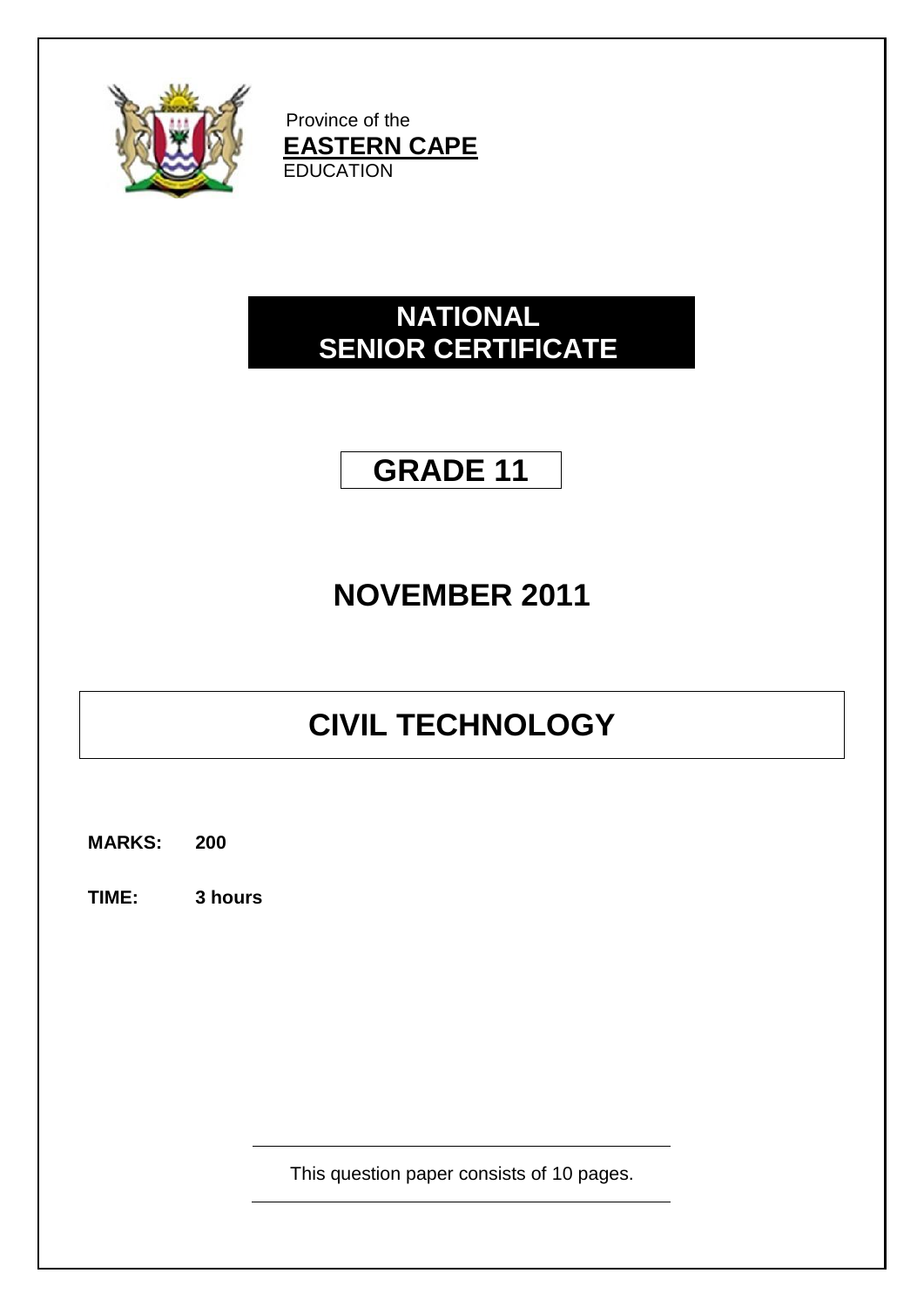Province of the
**EASTERN CAPE**
EDUCATION

# NATIONAL SENIOR CERTIFICATE

## GRADE 11

## NOVEMBER 2011

# CIVIL TECHNOLOGY

**MARKS: 200**

**TIME: 3 hours**

This question paper consists of 10 pages.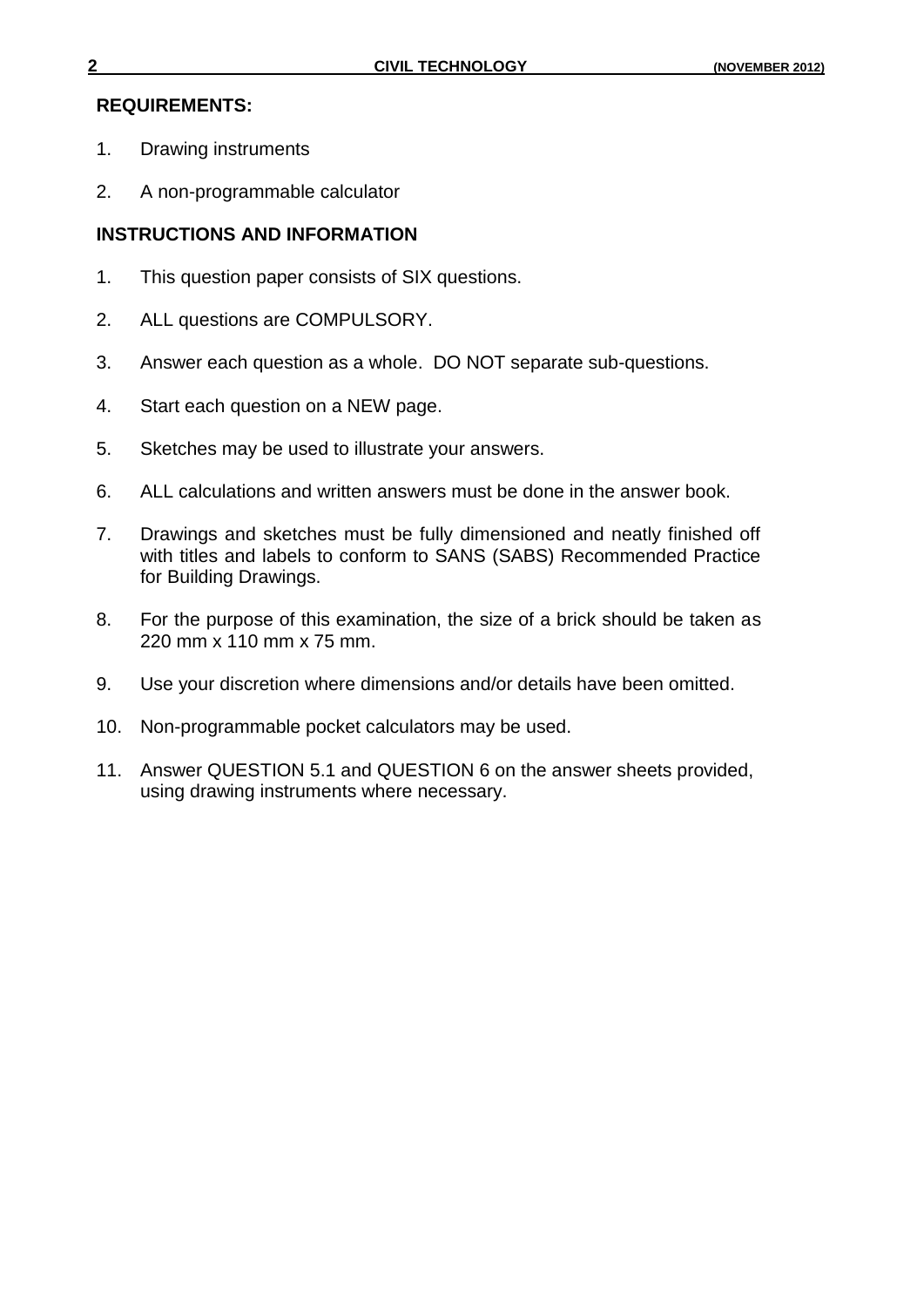**REQUIREMENTS:**

1. Drawing instruments
2. A non-programmable calculator

**INSTRUCTIONS AND INFORMATION**

1. This question paper consists of SIX questions.
2. ALL questions are COMPULSORY.
3. Answer each question as a whole. DO NOT separate sub-questions.
4. Start each question on a NEW page.
5. Sketches may be used to illustrate your answers.
6. ALL calculations and written answers must be done in the answer book.
7. Drawings and sketches must be fully dimensioned and neatly finished off with titles and labels to conform to SANS (SABS) Recommended Practice for Building Drawings.
8. For the purpose of this examination, the size of a brick should be taken as 220 mm x 110 mm x 75 mm.
9. Use your discretion where dimensions and/or details have been omitted.
10. Non-programmable pocket calculators may be used.
11. Answer QUESTION 5.1 and QUESTION 6 on the answer sheets provided, using drawing instruments where necessary.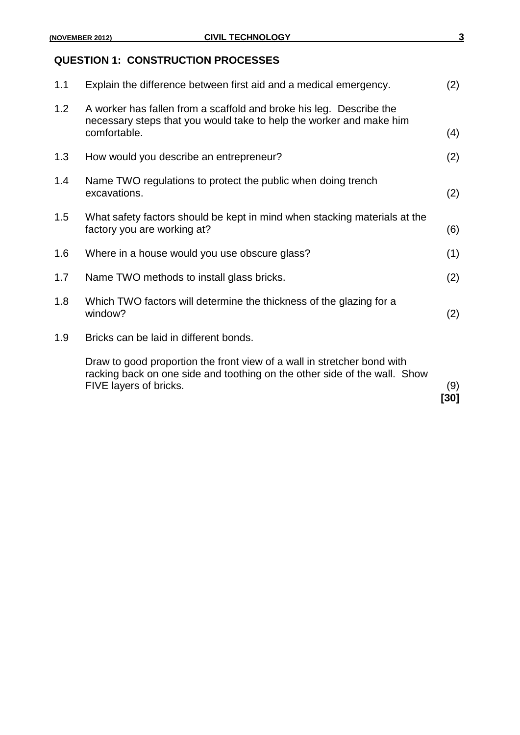## QUESTION 1: CONSTRUCTION PROCESSES

| | | |
|---|---|---|
| 1.1 | Explain the difference between first aid and a medical emergency. | (2) |
| 1.2 | A worker has fallen from a scaffold and broke his leg. Describe the necessary steps that you would take to help the worker and make him comfortable. | (4) |
| 1.3 | How would you describe an entrepreneur? | (2) |
| 1.4 | Name TWO regulations to protect the public when doing trench excavations. | (2) |
| 1.5 | What safety factors should be kept in mind when stacking materials at the factory you are working at? | (6) |
| 1.6 | Where in a house would you use obscure glass? | (1) |
| 1.7 | Name TWO methods to install glass bricks. | (2) |
| 1.8 | Which TWO factors will determine the thickness of the glazing for a window? | (2) |
| 1.9 | Bricks can be laid in different bonds.<br><br>Draw to good proportion the front view of a wall in stretcher bond with racking back on one side and toothing on the other side of the wall. Show FIVE layers of bricks. | (9) |
| | | **[30]** |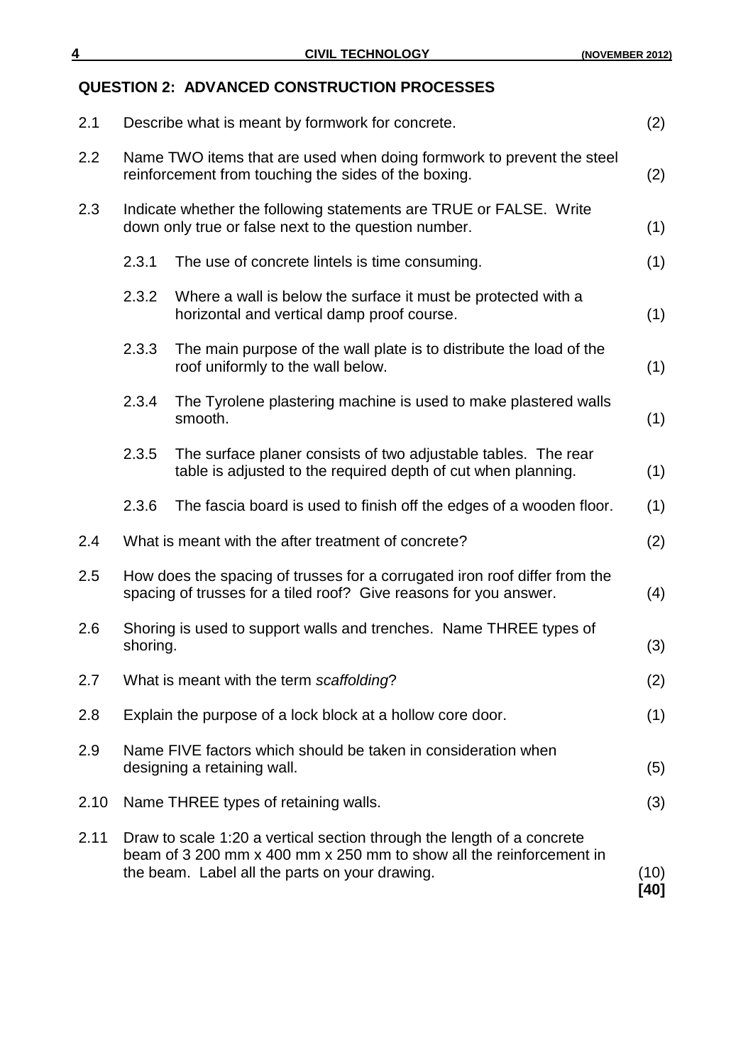## QUESTION 2: ADVANCED CONSTRUCTION PROCESSES

2.1 Describe what is meant by formwork for concrete. (2)

2.2 Name TWO items that are used when doing formwork to prevent the steel reinforcement from touching the sides of the boxing. (2)

2.3 Indicate whether the following statements are TRUE or FALSE. Write down only true or false next to the question number. (1)

2.3.1 The use of concrete lintels is time consuming. (1)

2.3.2 Where a wall is below the surface it must be protected with a horizontal and vertical damp proof course. (1)

2.3.3 The main purpose of the wall plate is to distribute the load of the roof uniformly to the wall below. (1)

2.3.4 The Tyrolene plastering machine is used to make plastered walls smooth. (1)

2.3.5 The surface planer consists of two adjustable tables. The rear table is adjusted to the required depth of cut when planning. (1)

2.3.6 The fascia board is used to finish off the edges of a wooden floor. (1)

2.4 What is meant with the after treatment of concrete? (2)

2.5 How does the spacing of trusses for a corrugated iron roof differ from the spacing of trusses for a tiled roof? Give reasons for you answer. (4)

2.6 Shoring is used to support walls and trenches. Name THREE types of shoring. (3)

2.7 What is meant with the term *scaffolding*? (2)

2.8 Explain the purpose of a lock block at a hollow core door. (1)

2.9 Name FIVE factors which should be taken in consideration when designing a retaining wall. (5)

2.10 Name THREE types of retaining walls. (3)

2.11 Draw to scale 1:20 a vertical section through the length of a concrete beam of 3 200 mm x 400 mm x 250 mm to show all the reinforcement in the beam. Label all the parts on your drawing. (10)

**[40]**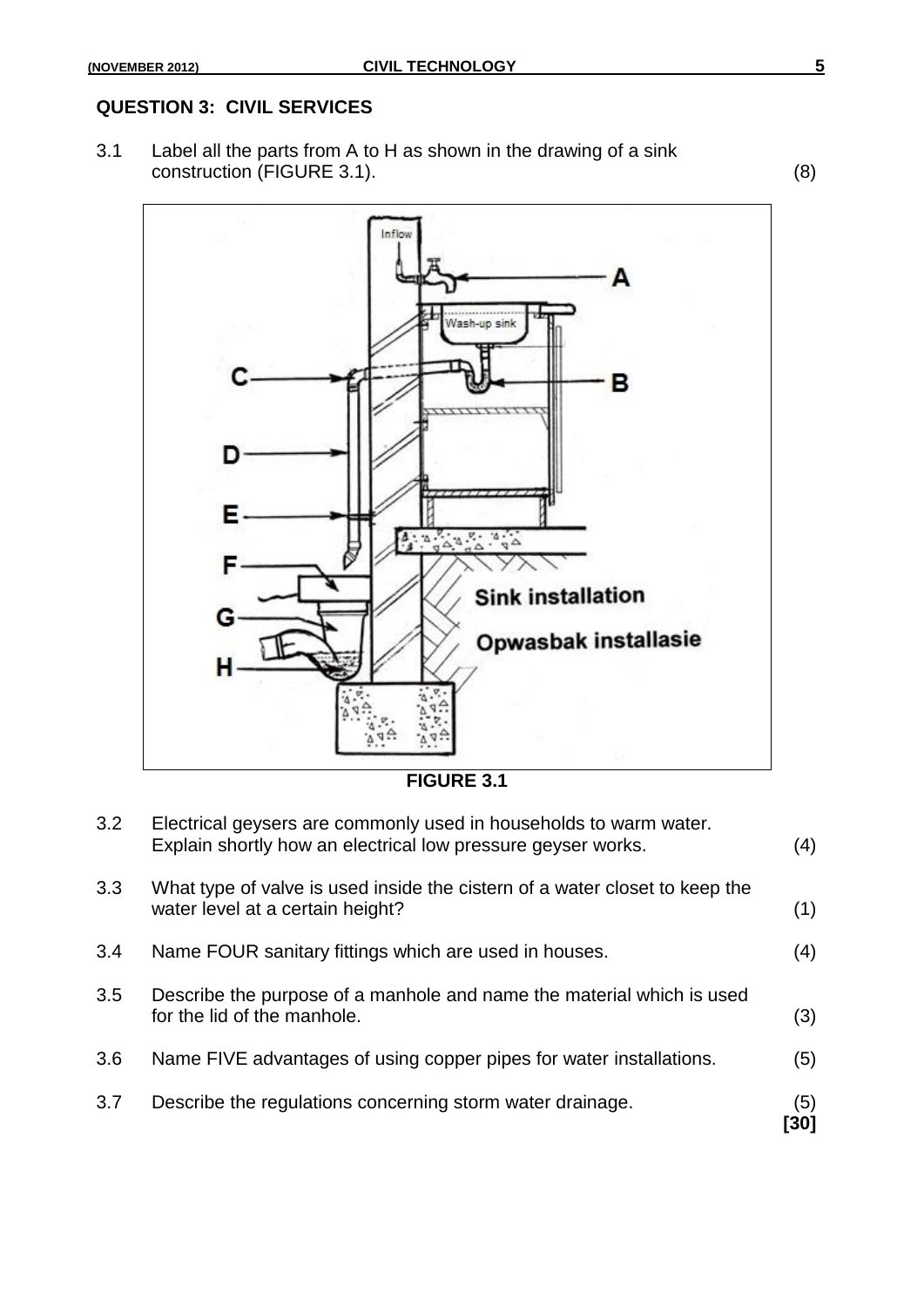## QUESTION 3: CIVIL SERVICES

3.1 Label all the parts from A to H as shown in the drawing of a sink construction (FIGURE 3.1). (8)

**FIGURE 3.1**

3.2 Electrical geysers are commonly used in households to warm water. Explain shortly how an electrical low pressure geyser works. (4)

3.3 What type of valve is used inside the cistern of a water closet to keep the water level at a certain height? (1)

3.4 Name FOUR sanitary fittings which are used in houses. (4)

3.5 Describe the purpose of a manhole and name the material which is used for the lid of the manhole. (3)

3.6 Name FIVE advantages of using copper pipes for water installations. (5)

3.7 Describe the regulations concerning storm water drainage. (5)

**[30]**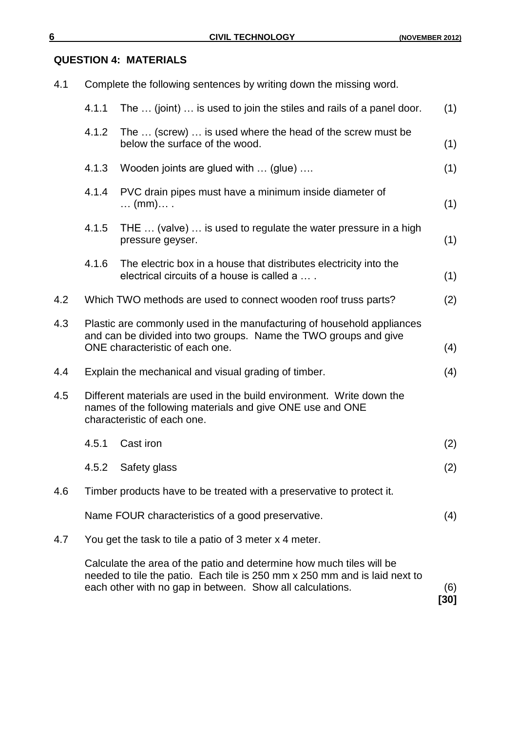## QUESTION 4: MATERIALS

4.1 Complete the following sentences by writing down the missing word.

4.1.1 The … (joint) … is used to join the stiles and rails of a panel door. (1)

4.1.2 The … (screw) … is used where the head of the screw must be below the surface of the wood. (1)

4.1.3 Wooden joints are glued with … (glue) …. (1)

4.1.4 PVC drain pipes must have a minimum inside diameter of … (mm)… . (1)

4.1.5 THE … (valve) … is used to regulate the water pressure in a high pressure geyser. (1)

4.1.6 The electric box in a house that distributes electricity into the electrical circuits of a house is called a … . (1)

4.2 Which TWO methods are used to connect wooden roof truss parts? (2)

4.3 Plastic are commonly used in the manufacturing of household appliances and can be divided into two groups. Name the TWO groups and give ONE characteristic of each one. (4)

4.4 Explain the mechanical and visual grading of timber. (4)

4.5 Different materials are used in the build environment. Write down the names of the following materials and give ONE use and ONE characteristic of each one.

4.5.1 Cast iron (2)

4.5.2 Safety glass (2)

4.6 Timber products have to be treated with a preservative to protect it.

Name FOUR characteristics of a good preservative. (4)

4.7 You get the task to tile a patio of 3 meter x 4 meter.

Calculate the area of the patio and determine how much tiles will be needed to tile the patio. Each tile is 250 mm x 250 mm and is laid next to each other with no gap in between. Show all calculations. (6)

**[30]**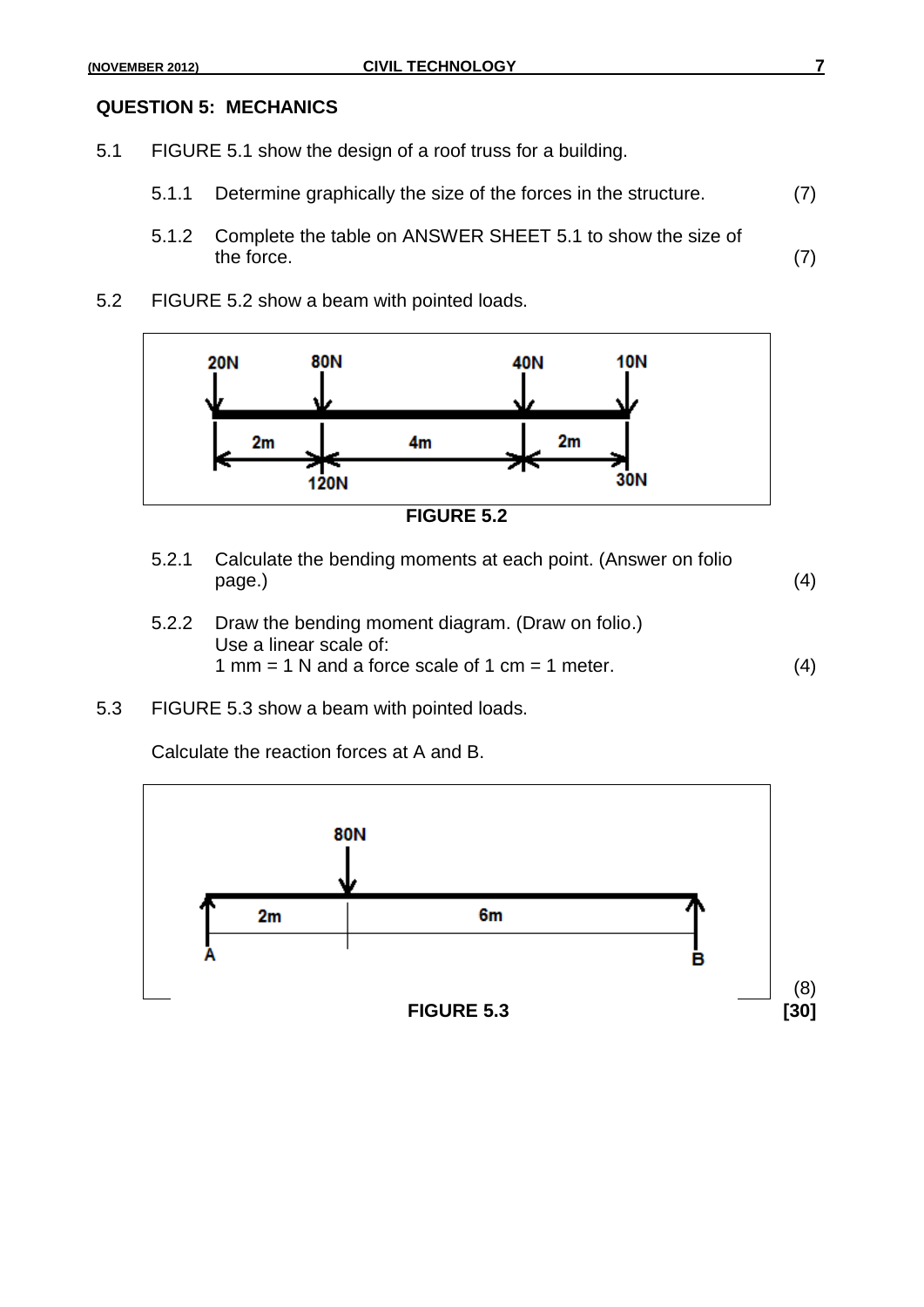## QUESTION 5: MECHANICS

5.1 FIGURE 5.1 show the design of a roof truss for a building.

5.1.1 Determine graphically the size of the forces in the structure. (7)

5.1.2 Complete the table on ANSWER SHEET 5.1 to show the size of the force. (7)

5.2 FIGURE 5.2 show a beam with pointed loads.

FIGURE 5.2

5.2.1 Calculate the bending moments at each point. (Answer on folio page.) (4)

5.2.2 Draw the bending moment diagram. (Draw on folio.)
Use a linear scale of:
1 mm = 1 N and a force scale of 1 cm = 1 meter. (4)

5.3 FIGURE 5.3 show a beam with pointed loads.

Calculate the reaction forces at A and B.

FIGURE 5.3

(8)

**[30]**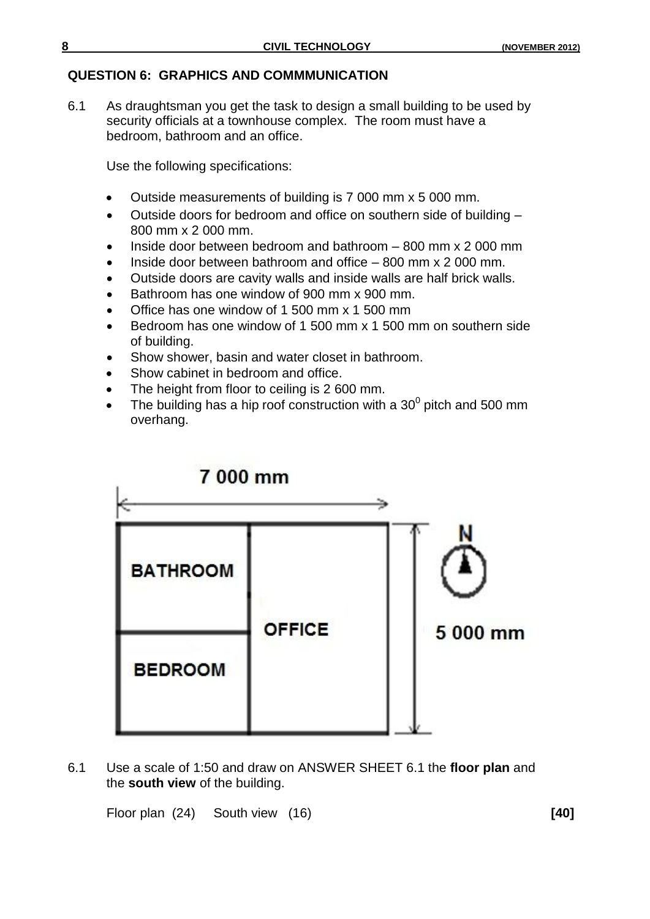## QUESTION 6: GRAPHICS AND COMMMUNICATION

6.1 As draughtsman you get the task to design a small building to be used by security officials at a townhouse complex. The room must have a bedroom, bathroom and an office.

Use the following specifications:

- Outside measurements of building is 7 000 mm x 5 000 mm.
- Outside doors for bedroom and office on southern side of building – 800 mm x 2 000 mm.
- Inside door between bedroom and bathroom – 800 mm x 2 000 mm
- Inside door between bathroom and office – 800 mm x 2 000 mm.
- Outside doors are cavity walls and inside walls are half brick walls.
- Bathroom has one window of 900 mm x 900 mm.
- Office has one window of 1 500 mm x 1 500 mm
- Bedroom has one window of 1 500 mm x 1 500 mm on southern side of building.
- Show shower, basin and water closet in bathroom.
- Show cabinet in bedroom and office.
- The height from floor to ceiling is 2 600 mm.
- The building has a hip roof construction with a $30^0$ pitch and 500 mm overhang.

7 000 mm

BATHROOM | OFFICE

BEDROOM

N

5 000 mm

6.1 Use a scale of 1:50 and draw on ANSWER SHEET 6.1 the **floor plan** and the **south view** of the building.

Floor plan (24) South view (16) **[40]**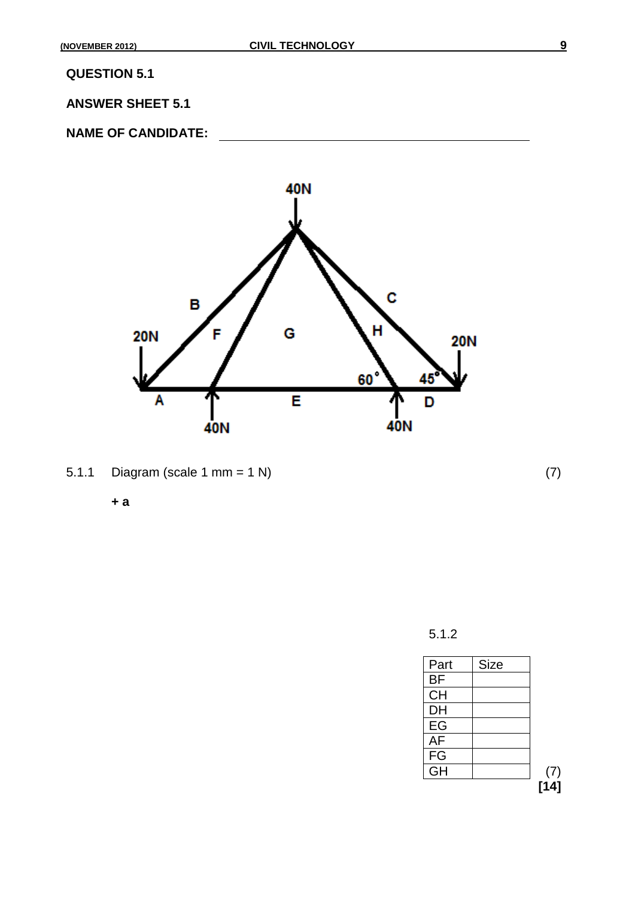## QUESTION 5.1

**ANSWER SHEET 5.1**

**NAME OF CANDIDATE:** ____________________________________________

5.1.1 Diagram (scale 1 mm = 1 N) (7)

**+ a**

5.1.2

| Part | Size |
|---|---|
| BF | |
| CH | |
| DH | |
| EG | |
| AF | |
| FG | |
| GH | |

(7)

**[14]**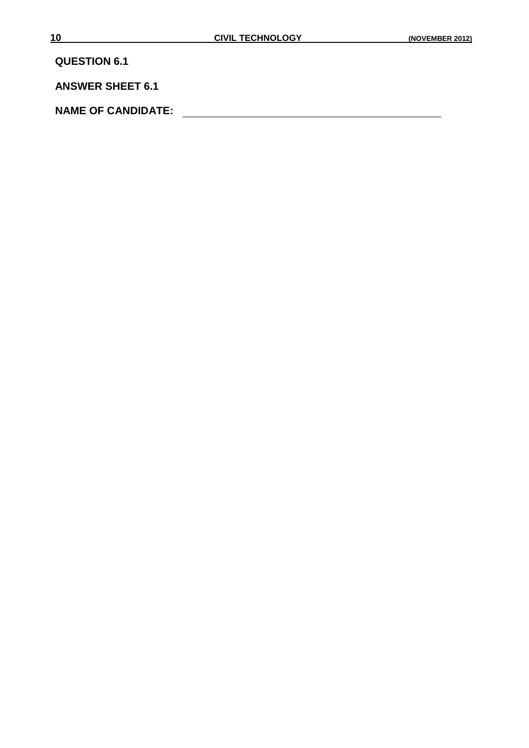**QUESTION 6.1**

**ANSWER SHEET 6.1**

**NAME OF CANDIDATE:** ____________________________________________